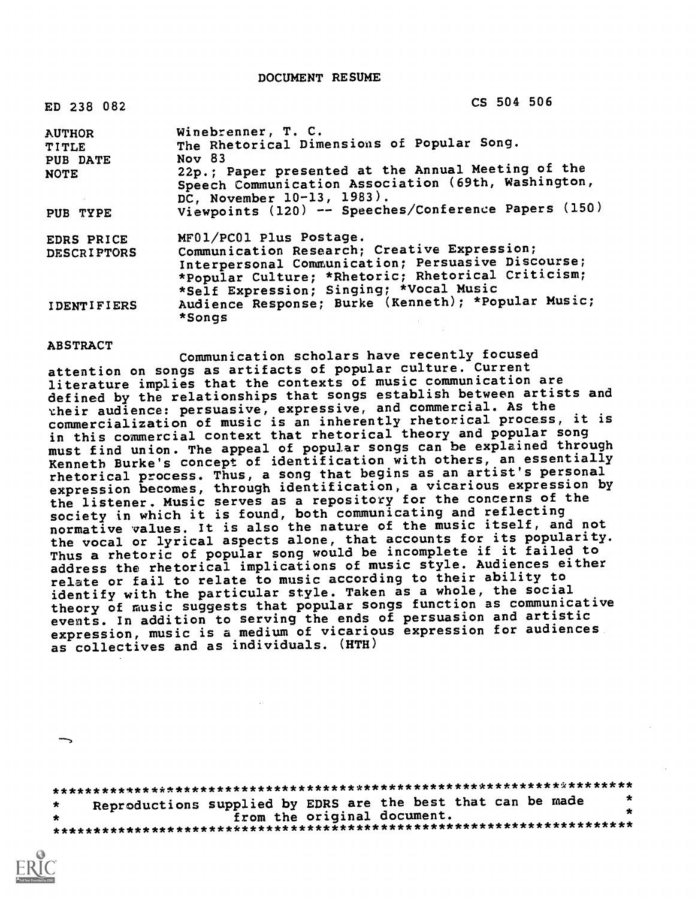# DOCUMENT RESUME

| | | |
|---|---|---|
| ED 238 082 | | CS 504 506 |
| AUTHOR | Winebrenner, T. C. | |
| TITLE | The Rhetorical Dimensions of Popular Song. | |
| PUB DATE | Nov 83 | |
| NOTE | 22p.; Paper presented at the Annual Meeting of the Speech Communication Association (69th, Washington, DC, November 10-13, 1983). | |
| PUB TYPE | Viewpoints (120) -- Speeches/Conference Papers (150) | |
| EDRS PRICE | MF01/PC01 Plus Postage. | |
| DESCRIPTORS | Communication Research; Creative Expression; Interpersonal Communication; Persuasive Discourse; *Popular Culture; *Rhetoric; Rhetorical Criticism; *Self Expression; Singing; *Vocal Music | |
| IDENTIFIERS | Audience Response; Burke (Kenneth); *Popular Music; *Songs | |

## ABSTRACT

Communication scholars have recently focused attention on songs as artifacts of popular culture. Current literature implies that the contexts of music communication are defined by the relationships that songs establish between artists and their audience: persuasive, expressive, and commercial. As the commercialization of music is an inherently rhetorical process, it is in this commercial context that rhetorical theory and popular song must find union. The appeal of popular songs can be explained through Kenneth Burke's concept of identification with others, an essentially rhetorical process. Thus, a song that begins as an artist's personal expression becomes, through identification, a vicarious expression by the listener. Music serves as a repository for the concerns of the society in which it is found, both communicating and reflecting normative values. It is also the nature of the music itself, and not the vocal or lyrical aspects alone, that accounts for its popularity. Thus a rhetoric of popular song would be incomplete if it failed to address the rhetorical implications of music style. Audiences either relate or fail to relate to music according to their ability to identify with the particular style. Taken as a whole, the social theory of music suggests that popular songs function as communicative events. In addition to serving the ends of persuasion and artistic expression, music is a medium of vicarious expression for audiences as collectives and as individuals. (HTH)

***********************************************************************
* Reproductions supplied by EDRS are the best that can be made *
* from the original document. *
***********************************************************************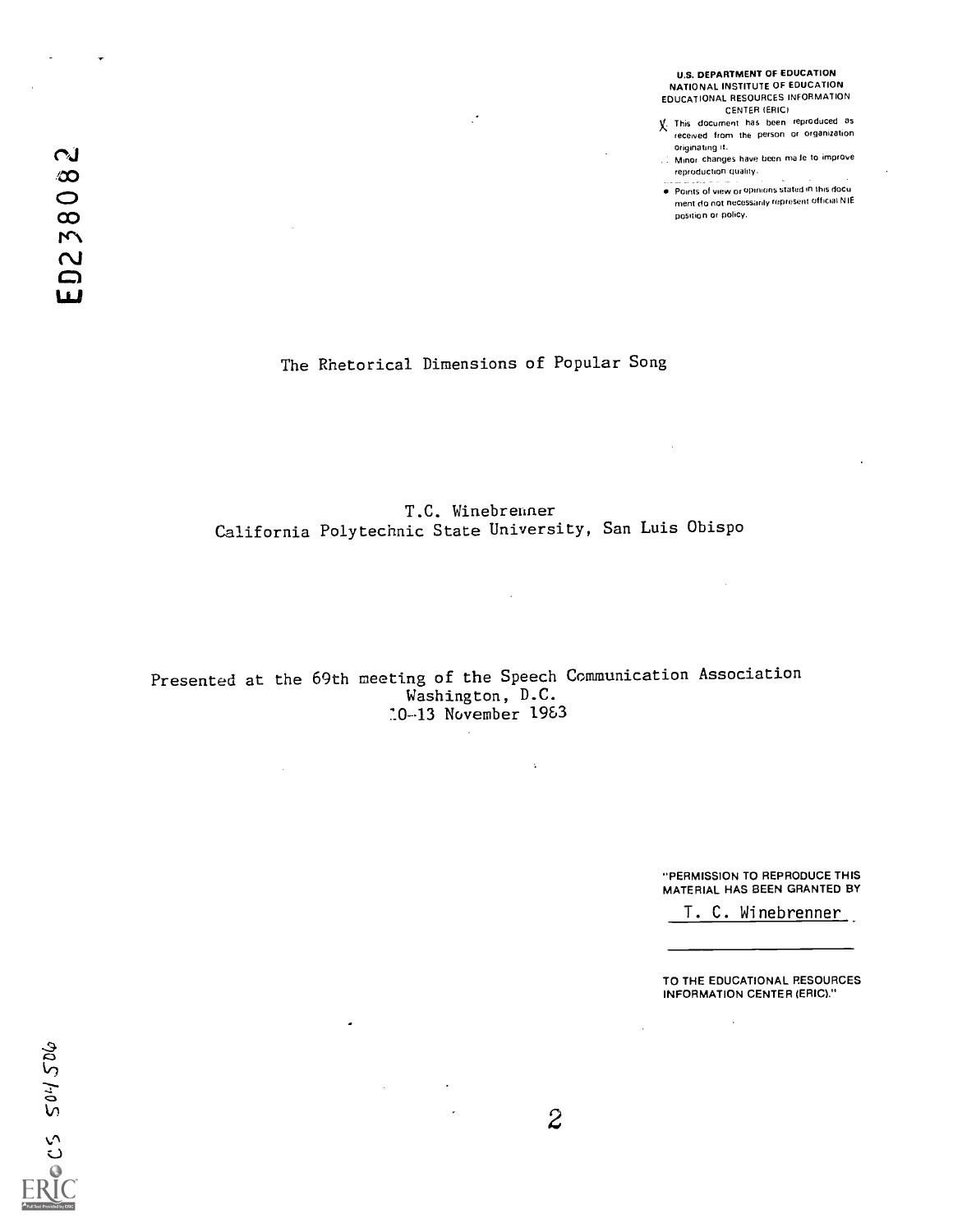U.S. DEPARTMENT OF EDUCATION
NATIONAL INSTITUTE OF EDUCATION
EDUCATIONAL RESOURCES INFORMATION CENTER (ERIC)

X This document has been reproduced as received from the person or organization originating it.

Minor changes have been made to improve reproduction quality.

- Points of view or opinions stated in this document do not necessarily represent official NIE position or policy.

ED238082

# The Rhetorical Dimensions of Popular Song

T.C. Winebrenner
California Polytechnic State University, San Luis Obispo

Presented at the 69th meeting of the Speech Communication Association
Washington, D.C.
10-13 November 1983

"PERMISSION TO REPRODUCE THIS MATERIAL HAS BEEN GRANTED BY
T. C. Winebrenner
TO THE EDUCATIONAL RESOURCES INFORMATION CENTER (ERIC)."

CS 504 506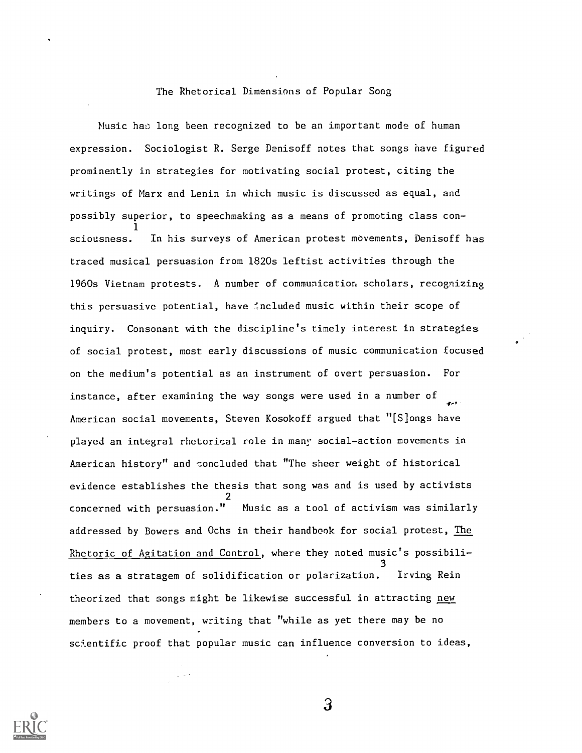# The Rhetorical Dimensions of Popular Song

Music has long been recognized to be an important mode of human expression. Sociologist R. Serge Denisoff notes that songs have figured prominently in strategies for motivating social protest, citing the writings of Marx and Lenin in which music is discussed as equal, and possibly superior, to speechmaking as a means of promoting class consciousness.[1] In his surveys of American protest movements, Denisoff has traced musical persuasion from 1820s leftist activities through the 1960s Vietnam protests. A number of communication scholars, recognizing this persuasive potential, have included music within their scope of inquiry. Consonant with the discipline's timely interest in strategies of social protest, most early discussions of music communication focused on the medium's potential as an instrument of overt persuasion. For instance, after examining the way songs were used in a number of American social movements, Steven Kosokoff argued that "[S]ongs have played an integral rhetorical role in many social-action movements in American history" and concluded that "The sheer weight of historical evidence establishes the thesis that song was and is used by activists concerned with persuasion."[2] Music as a tool of activism was similarly addressed by Bowers and Ochs in their handbook for social protest, _The Rhetoric of Agitation and Control_, where they noted music's possibilities as a stratagem of solidification or polarization.[3] Irving Rein theorized that songs might be likewise successful in attracting _new_ members to a movement, writing that "while as yet there may be no scientific proof that popular music can influence conversion to ideas,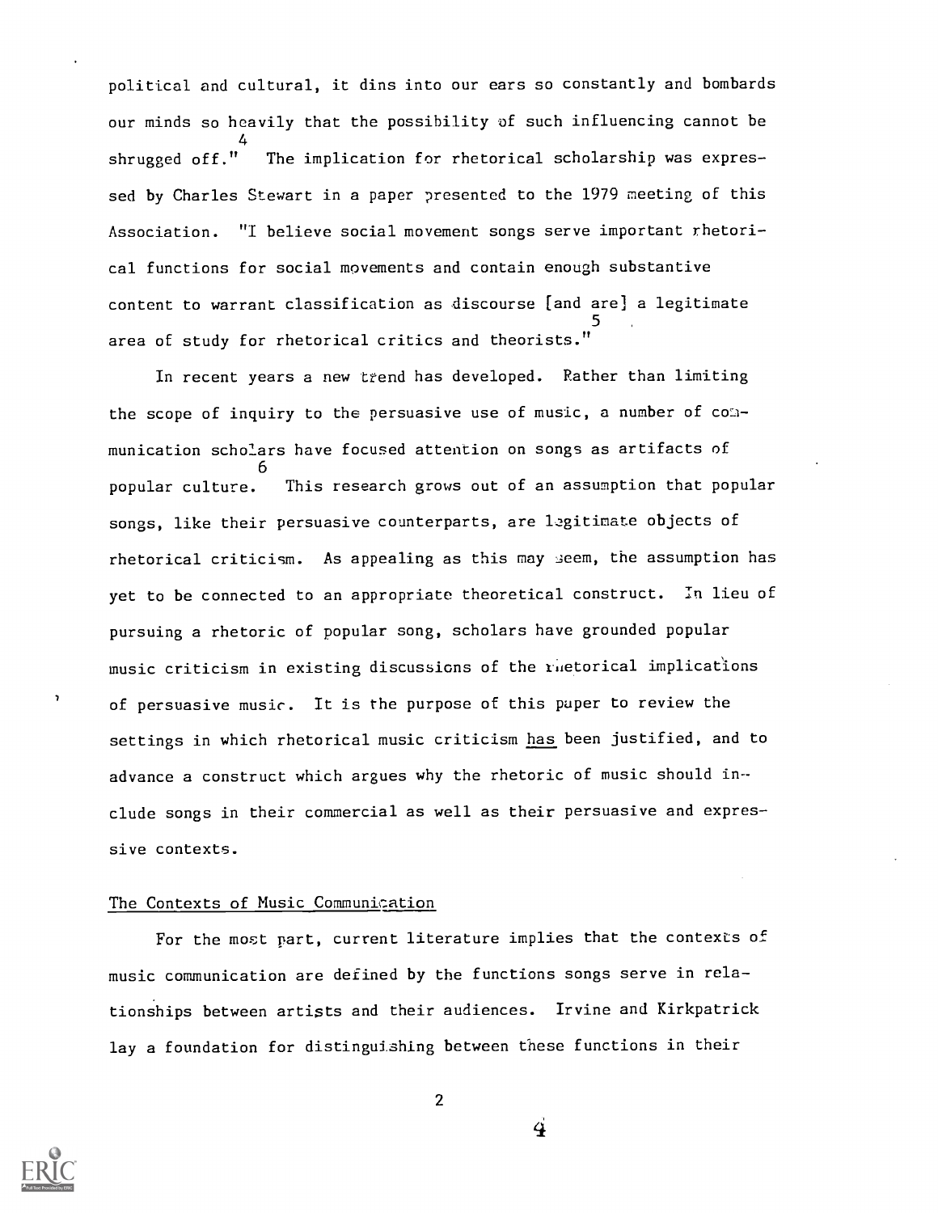political and cultural, it dins into our ears so constantly and bombards our minds so heavily that the possibility of such influencing cannot be shrugged off."[4] The implication for rhetorical scholarship was expressed by Charles Stewart in a paper presented to the 1979 meeting of this Association. "I believe social movement songs serve important rhetorical functions for social movements and contain enough substantive content to warrant classification as discourse [and are] a legitimate area of study for rhetorical critics and theorists."[5]

In recent years a new trend has developed. Rather than limiting the scope of inquiry to the persuasive use of music, a number of communication scholars have focused attention on songs as artifacts of popular culture.[6] This research grows out of an assumption that popular songs, like their persuasive counterparts, are legitimate objects of rhetorical criticism. As appealing as this may seem, the assumption has yet to be connected to an appropriate theoretical construct. In lieu of pursuing a rhetoric of popular song, scholars have grounded popular music criticism in existing discussions of the rhetorical implications of persuasive music. It is the purpose of this paper to review the settings in which rhetorical music criticism has been justified, and to advance a construct which argues why the rhetoric of music should include songs in their commercial as well as their persuasive and expressive contexts.

## The Contexts of Music Communication

For the most part, current literature implies that the contexts of music communication are defined by the functions songs serve in relationships between artists and their audiences. Irvine and Kirkpatrick lay a foundation for distinguishing between these functions in their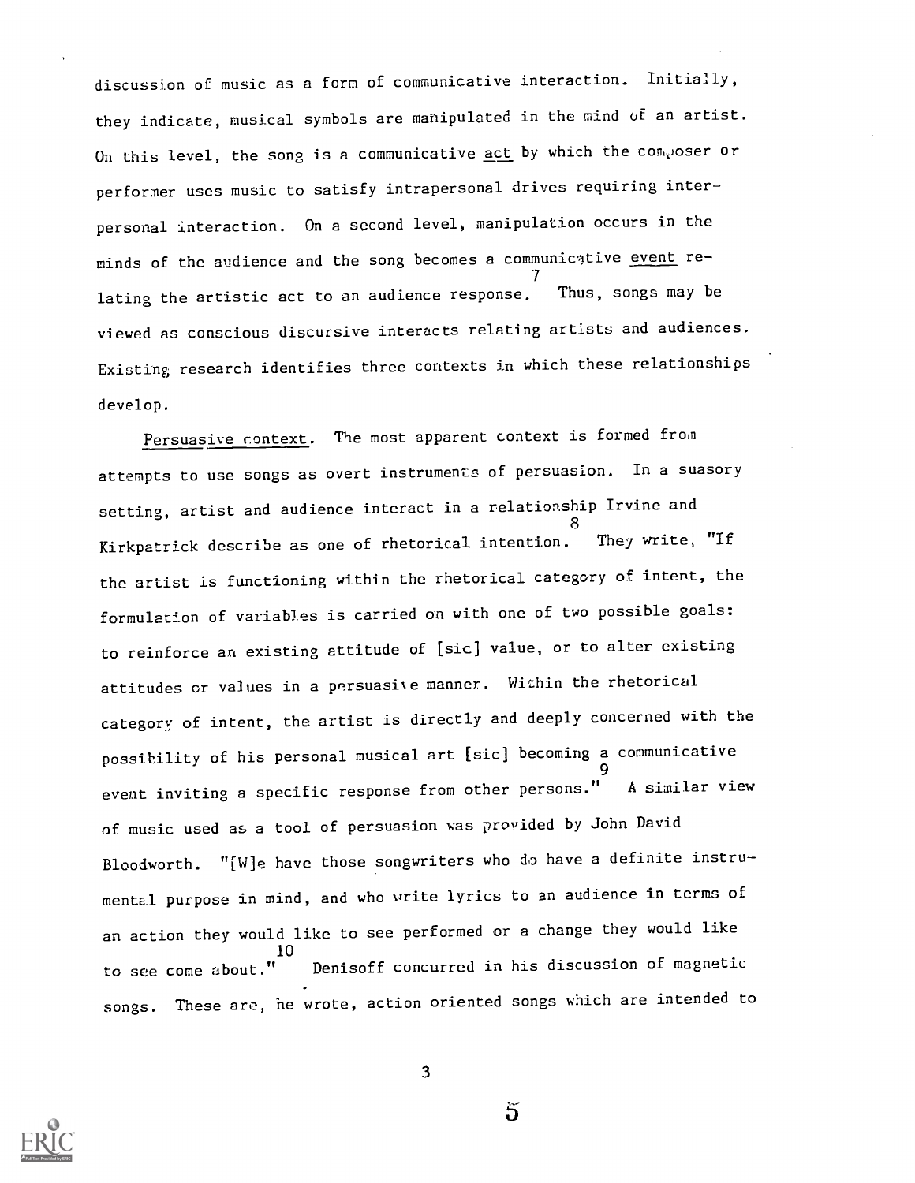discussion of music as a form of communicative interaction. Initially, they indicate, musical symbols are manipulated in the mind of an artist. On this level, the song is a communicative act by which the composer or performer uses music to satisfy intrapersonal drives requiring interpersonal interaction. On a second level, manipulation occurs in the minds of the audience and the song becomes a communicative event relating the artistic act to an audience response.[7] Thus, songs may be viewed as conscious discursive interacts relating artists and audiences. Existing research identifies three contexts in which these relationships develop.

Persuasive context. The most apparent context is formed from attempts to use songs as overt instruments of persuasion. In a suasory setting, artist and audience interact in a relationship Irvine and Kirkpatrick describe as one of rhetorical intention.[8] They write, "If the artist is functioning within the rhetorical category of intent, the formulation of variables is carried on with one of two possible goals: to reinforce an existing attitude of [sic] value, or to alter existing attitudes or values in a persuasive manner. Within the rhetorical category of intent, the artist is directly and deeply concerned with the possibility of his personal musical art [sic] becoming a communicative event inviting a specific response from other persons."[9] A similar view of music used as a tool of persuasion was provided by John David Bloodworth. "[W]e have those songwriters who do have a definite instrumental purpose in mind, and who write lyrics to an audience in terms of an action they would like to see performed or a change they would like to see come about."[10] Denisoff concurred in his discussion of magnetic songs. These are, he wrote, action oriented songs which are intended to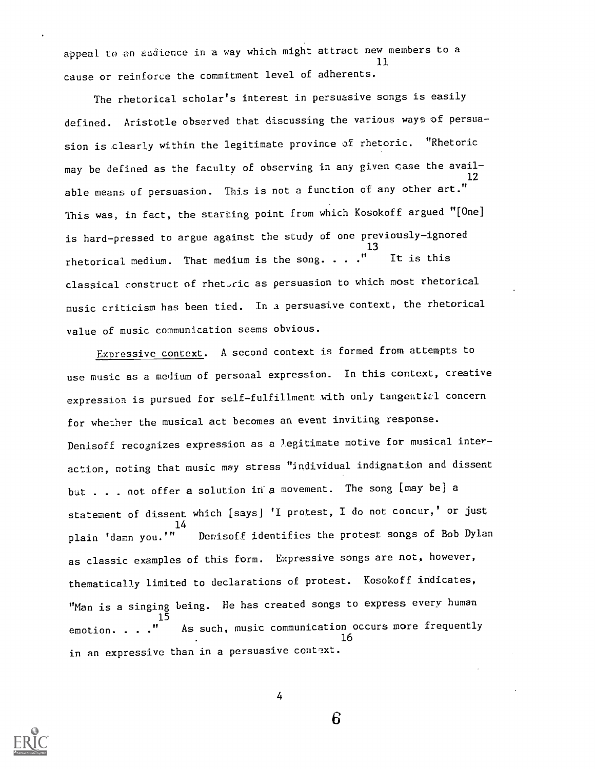appeal to an audience in a way which might attract new members to a cause or reinforce the commitment level of adherents.[11]

The rhetorical scholar's interest in persuasive songs is easily defined. Aristotle observed that discussing the various ways of persuasion is clearly within the legitimate province of rhetoric. "Rhetoric may be defined as the faculty of observing in any given case the available means of persuasion. This is not a function of any other art."[12] This was, in fact, the starting point from which Kosokoff argued "[One] is hard-pressed to argue against the study of one previously-ignored rhetorical medium. That medium is the song. . . ."[13] It is this classical construct of rhetoric as persuasion to which most rhetorical music criticism has been tied. In a persuasive context, the rhetorical value of music communication seems obvious.

Expressive context. A second context is formed from attempts to use music as a medium of personal expression. In this context, creative expression is pursued for self-fulfillment with only tangential concern for whether the musical act becomes an event inviting response. Denisoff recognizes expression as a legitimate motive for musical interaction, noting that music may stress "individual indignation and dissent but . . . not offer a solution in a movement. The song [may be] a statement of dissent which [says] 'I protest, I do not concur,' or just plain 'damn you.'"[14] Denisoff identifies the protest songs of Bob Dylan as classic examples of this form. Expressive songs are not, however, thematically limited to declarations of protest. Kosokoff indicates, "Man is a singing being. He has created songs to express every human emotion. . . ."[15] As such, music communication occurs more frequently in an expressive than in a persuasive context.[16]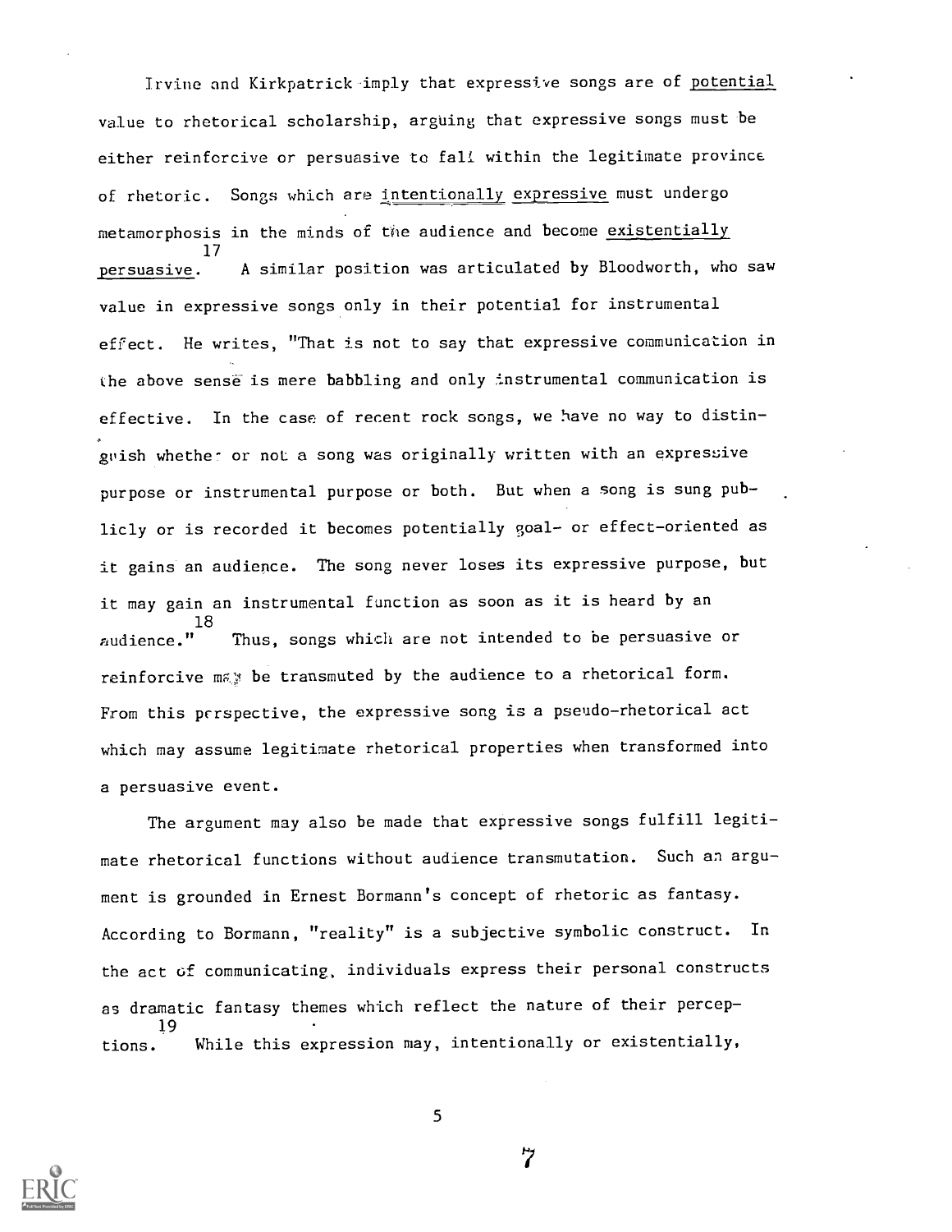Irvine and Kirkpatrick imply that expressive songs are of potential value to rhetorical scholarship, arguing that expressive songs must be either reinforcive or persuasive to fall within the legitimate province of rhetoric. Songs which are intentionally expressive must undergo metamorphosis in the minds of the audience and become existentially persuasive.[17] A similar position was articulated by Bloodworth, who saw value in expressive songs only in their potential for instrumental effect. He writes, "That is not to say that expressive communication in the above sense is mere babbling and only instrumental communication is effective. In the case of recent rock songs, we have no way to distinguish whether or not a song was originally written with an expressive purpose or instrumental purpose or both. But when a song is sung publicly or is recorded it becomes potentially goal- or effect-oriented as it gains an audience. The song never loses its expressive purpose, but it may gain an instrumental function as soon as it is heard by an audience."[18] Thus, songs which are not intended to be persuasive or reinforcive may be transmuted by the audience to a rhetorical form. From this perspective, the expressive song is a pseudo-rhetorical act which may assume legitimate rhetorical properties when transformed into a persuasive event.

The argument may also be made that expressive songs fulfill legitimate rhetorical functions without audience transmutation. Such an argument is grounded in Ernest Bormann's concept of rhetoric as fantasy. According to Bormann, "reality" is a subjective symbolic construct. In the act of communicating, individuals express their personal constructs as dramatic fantasy themes which reflect the nature of their perceptions.[19] While this expression may, intentionally or existentially,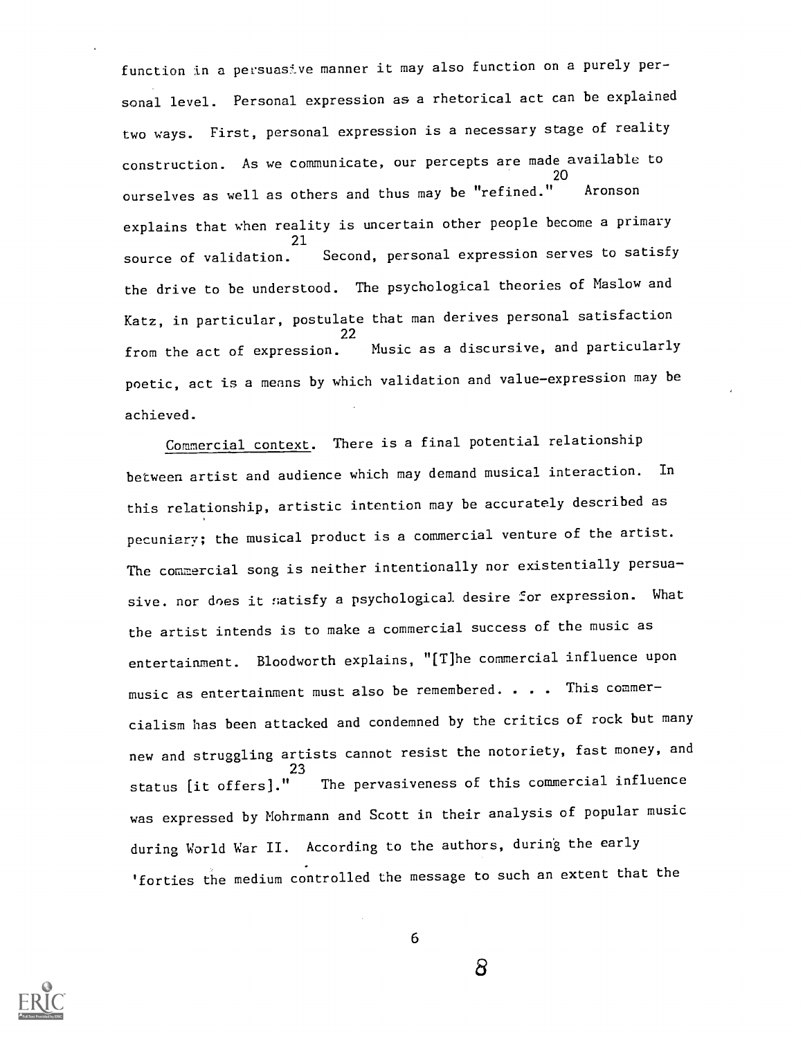function in a persuasive manner it may also function on a purely personal level. Personal expression as a rhetorical act can be explained two ways. First, personal expression is a necessary stage of reality construction. As we communicate, our percepts are made available to ourselves as well as others and thus may be "refined."[20] Aronson explains that when reality is uncertain other people become a primary source of validation.[21] Second, personal expression serves to satisfy the drive to be understood. The psychological theories of Maslow and Katz, in particular, postulate that man derives personal satisfaction from the act of expression.[22] Music as a discursive, and particularly poetic, act is a means by which validation and value-expression may be achieved.

Commercial context. There is a final potential relationship between artist and audience which may demand musical interaction. In this relationship, artistic intention may be accurately described as pecuniary; the musical product is a commercial venture of the artist. The commercial song is neither intentionally nor existentially persuasive. nor does it satisfy a psychological desire for expression. What the artist intends is to make a commercial success of the music as entertainment. Bloodworth explains, "[T]he commercial influence upon music as entertainment must also be remembered. . . . This commercialism has been attacked and condemned by the critics of rock but many new and struggling artists cannot resist the notoriety, fast money, and status [it offers]."[23] The pervasiveness of this commercial influence was expressed by Mohrmann and Scott in their analysis of popular music during World War II. According to the authors, during the early 'forties the medium controlled the message to such an extent that the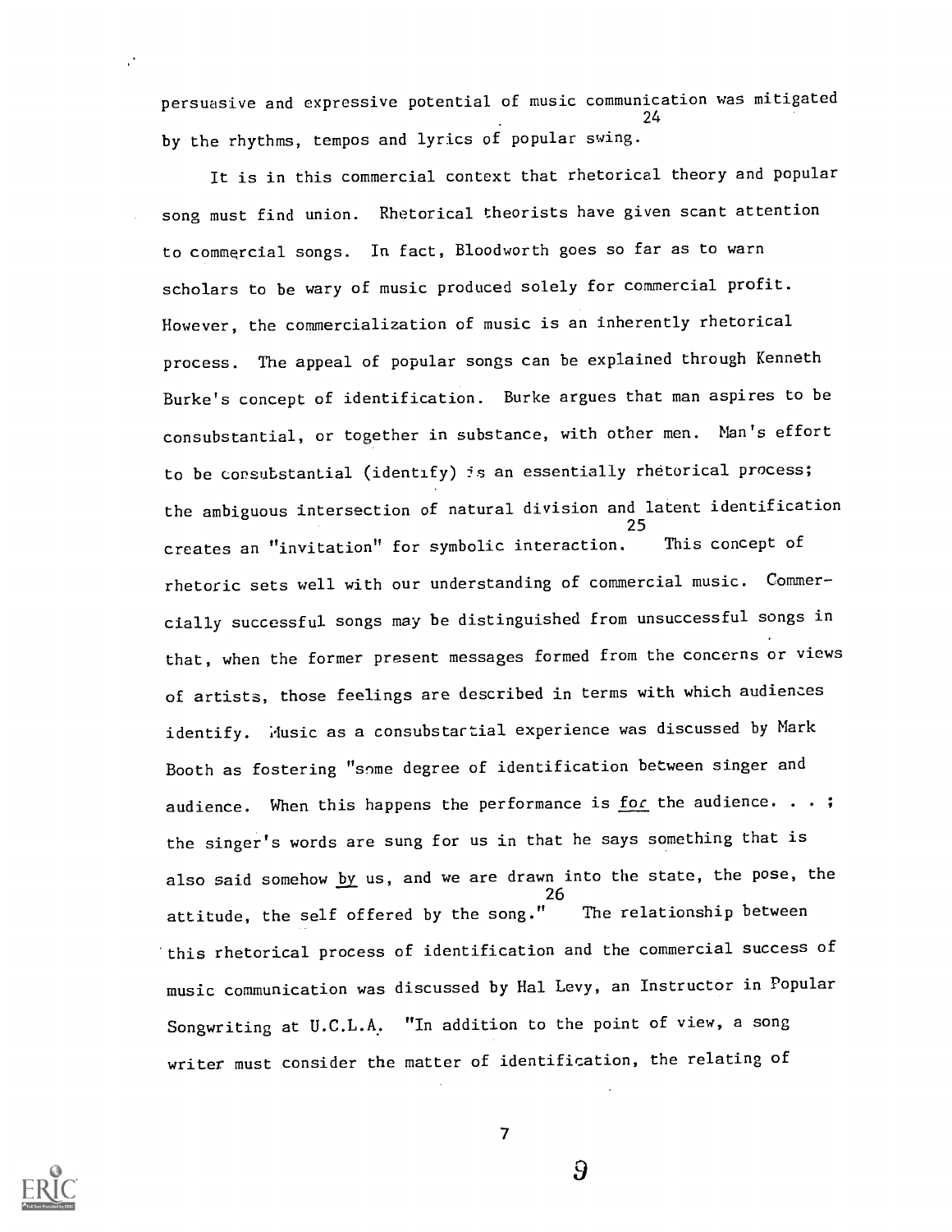persuasive and expressive potential of music communication was mitigated by the rhythms, tempos and lyrics of popular swing.[24]

It is in this commercial context that rhetorical theory and popular song must find union. Rhetorical theorists have given scant attention to commercial songs. In fact, Bloodworth goes so far as to warn scholars to be wary of music produced solely for commercial profit. However, the commercialization of music is an inherently rhetorical process. The appeal of popular songs can be explained through Kenneth Burke's concept of identification. Burke argues that man aspires to be consubstantial, or together in substance, with other men. Man's effort to be consubstantial (identify) is an essentially rhetorical process; the ambiguous intersection of natural division and latent identification creates an "invitation" for symbolic interaction.[25] This concept of rhetoric sets well with our understanding of commercial music. Commercially successful songs may be distinguished from unsuccessful songs in that, when the former present messages formed from the concerns or views of artists, those feelings are described in terms with which audiences identify. Music as a consubstantial experience was discussed by Mark Booth as fostering "some degree of identification between singer and audience. When this happens the performance is for the audience. . . ; the singer's words are sung for us in that he says something that is also said somehow by us, and we are drawn into the state, the pose, the attitude, the self offered by the song."[26] The relationship between this rhetorical process of identification and the commercial success of music communication was discussed by Hal Levy, an Instructor in Popular Songwriting at U.C.L.A. "In addition to the point of view, a song writer must consider the matter of identification, the relating of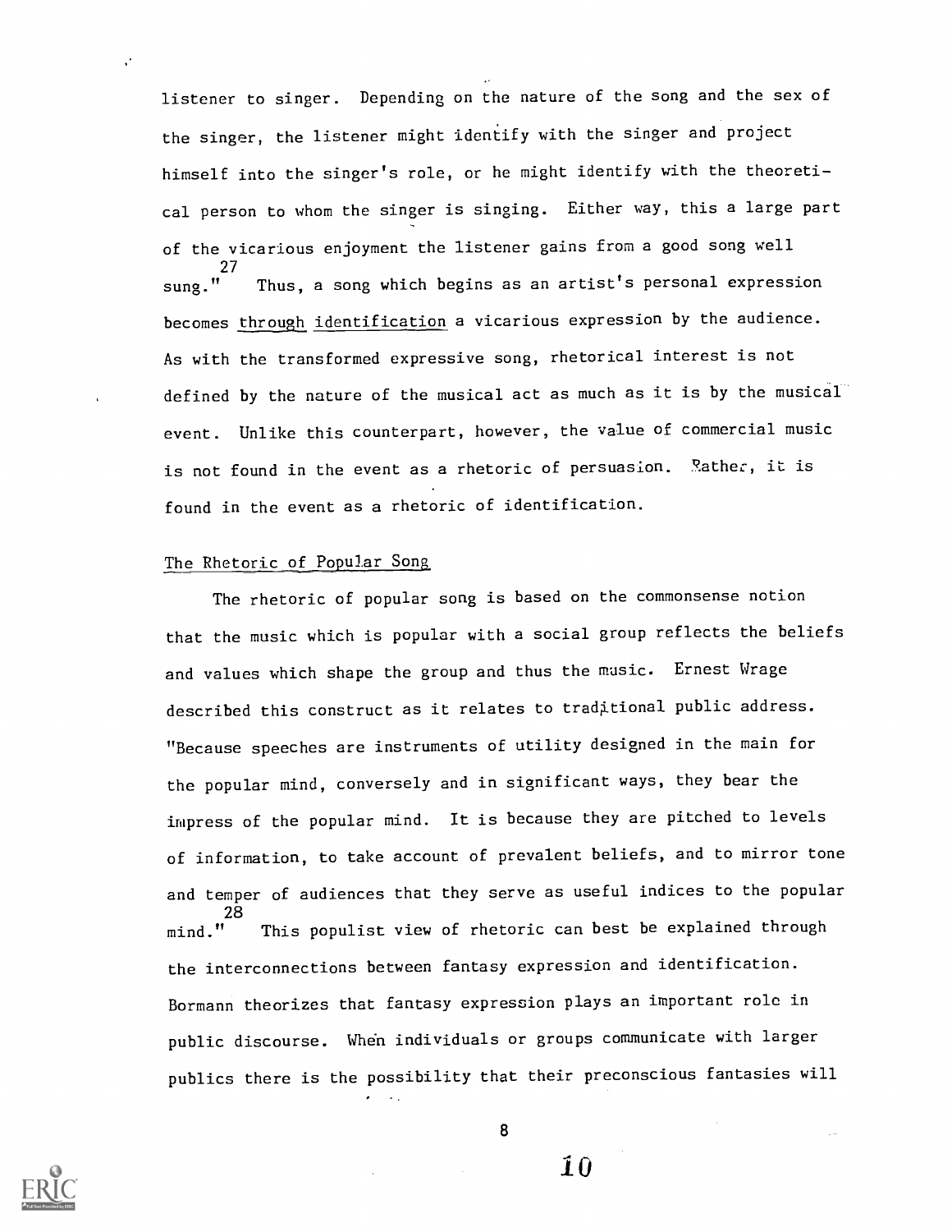listener to singer. Depending on the nature of the song and the sex of the singer, the listener might identify with the singer and project himself into the singer's role, or he might identify with the theoretical person to whom the singer is singing. Either way, this a large part of the vicarious enjoyment the listener gains from a good song well sung."[27] Thus, a song which begins as an artist's personal expression becomes through identification a vicarious expression by the audience. As with the transformed expressive song, rhetorical interest is not defined by the nature of the musical act as much as it is by the musical event. Unlike this counterpart, however, the value of commercial music is not found in the event as a rhetoric of persuasion. Rather, it is found in the event as a rhetoric of identification.

## The Rhetoric of Popular Song

The rhetoric of popular song is based on the commonsense notion that the music which is popular with a social group reflects the beliefs and values which shape the group and thus the music. Ernest Wrage described this construct as it relates to traditional public address. "Because speeches are instruments of utility designed in the main for the popular mind, conversely and in significant ways, they bear the impress of the popular mind. It is because they are pitched to levels of information, to take account of prevalent beliefs, and to mirror tone and temper of audiences that they serve as useful indices to the popular mind."[28] This populist view of rhetoric can best be explained through the interconnections between fantasy expression and identification. Bormann theorizes that fantasy expression plays an important role in public discourse. When individuals or groups communicate with larger publics there is the possibility that their preconscious fantasies will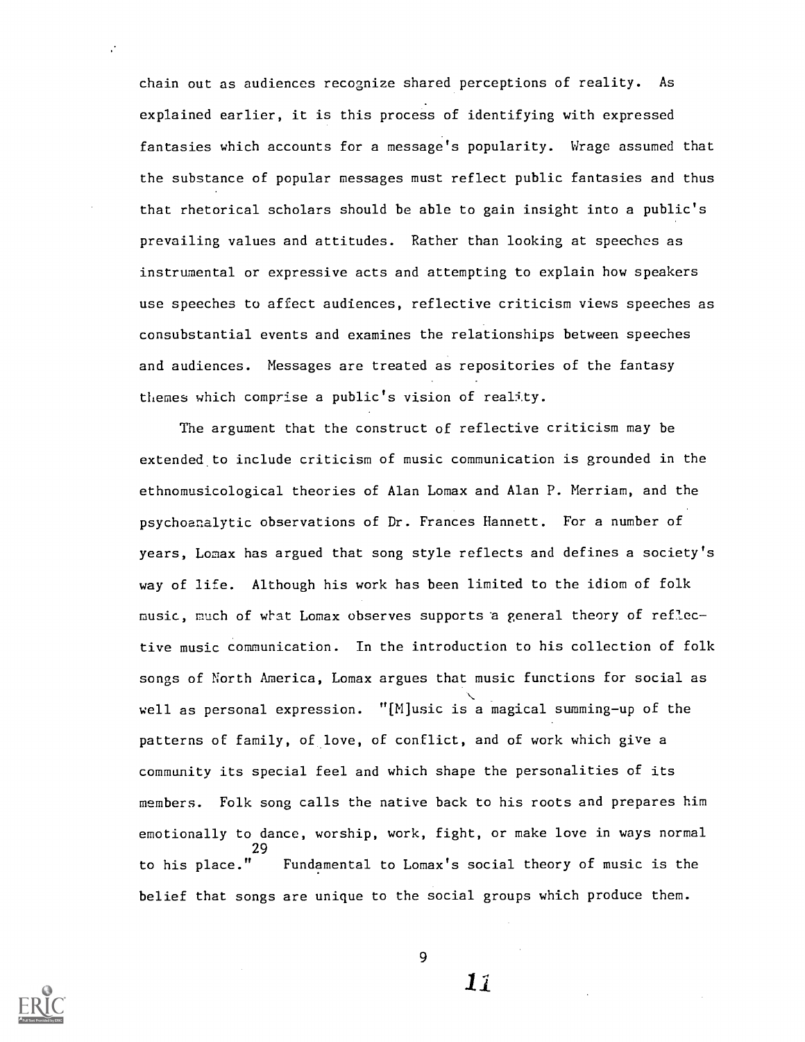chain out as audiences recognize shared perceptions of reality. As explained earlier, it is this process of identifying with expressed fantasies which accounts for a message's popularity. Wrage assumed that the substance of popular messages must reflect public fantasies and thus that rhetorical scholars should be able to gain insight into a public's prevailing values and attitudes. Rather than looking at speeches as instrumental or expressive acts and attempting to explain how speakers use speeches to affect audiences, reflective criticism views speeches as consubstantial events and examines the relationships between speeches and audiences. Messages are treated as repositories of the fantasy themes which comprise a public's vision of reality.

The argument that the construct of reflective criticism may be extended to include criticism of music communication is grounded in the ethnomusicological theories of Alan Lomax and Alan P. Merriam, and the psychoanalytic observations of Dr. Frances Hannett. For a number of years, Lomax has argued that song style reflects and defines a society's way of life. Although his work has been limited to the idiom of folk music, much of what Lomax observes supports a general theory of reflective music communication. In the introduction to his collection of folk songs of North America, Lomax argues that music functions for social as well as personal expression. "[M]usic is a magical summing-up of the patterns of family, of love, of conflict, and of work which give a community its special feel and which shape the personalities of its members. Folk song calls the native back to his roots and prepares him emotionally to dance, worship, work, fight, or make love in ways normal to his place."[29] Fundamental to Lomax's social theory of music is the belief that songs are unique to the social groups which produce them.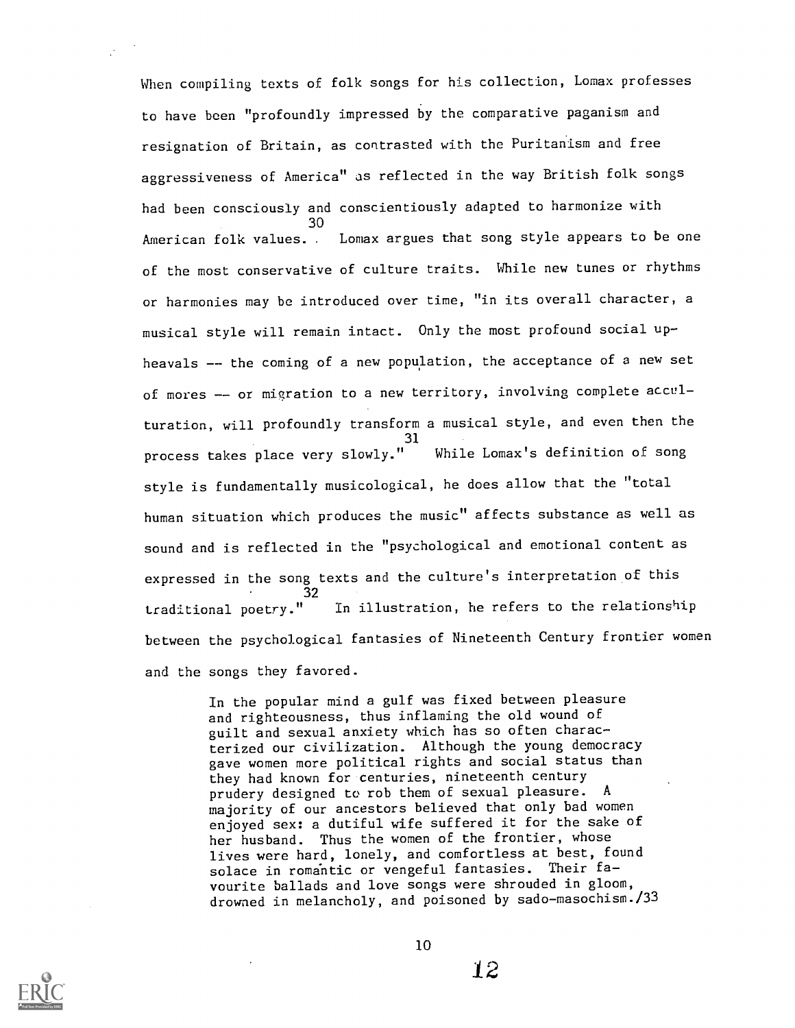When compiling texts of folk songs for his collection, Lomax professes to have been "profoundly impressed by the comparative paganism and resignation of Britain, as contrasted with the Puritanism and free aggressiveness of America" as reflected in the way British folk songs had been consciously and conscientiously adapted to harmonize with American folk values.[30] Lomax argues that song style appears to be one of the most conservative of culture traits. While new tunes or rhythms or harmonies may be introduced over time, "in its overall character, a musical style will remain intact. Only the most profound social upheavals -- the coming of a new population, the acceptance of a new set of mores -- or migration to a new territory, involving complete acculturation, will profoundly transform a musical style, and even then the process takes place very slowly."[31] While Lomax's definition of song style is fundamentally musicological, he does allow that the "total human situation which produces the music" affects substance as well as sound and is reflected in the "psychological and emotional content as expressed in the song texts and the culture's interpretation of this traditional poetry."[32] In illustration, he refers to the relationship between the psychological fantasies of Nineteenth Century frontier women and the songs they favored.

> In the popular mind a gulf was fixed between pleasure and righteousness, thus inflaming the old wound of guilt and sexual anxiety which has so often characterized our civilization. Although the young democracy gave women more political rights and social status than they had known for centuries, nineteenth century prudery designed to rob them of sexual pleasure. A majority of our ancestors believed that only bad women enjoyed sex: a dutiful wife suffered it for the sake of her husband. Thus the women of the frontier, whose lives were hard, lonely, and comfortless at best, found solace in romantic or vengeful fantasies. Their favourite ballads and love songs were shrouded in gloom, drowned in melancholy, and poisoned by sado-masochism./33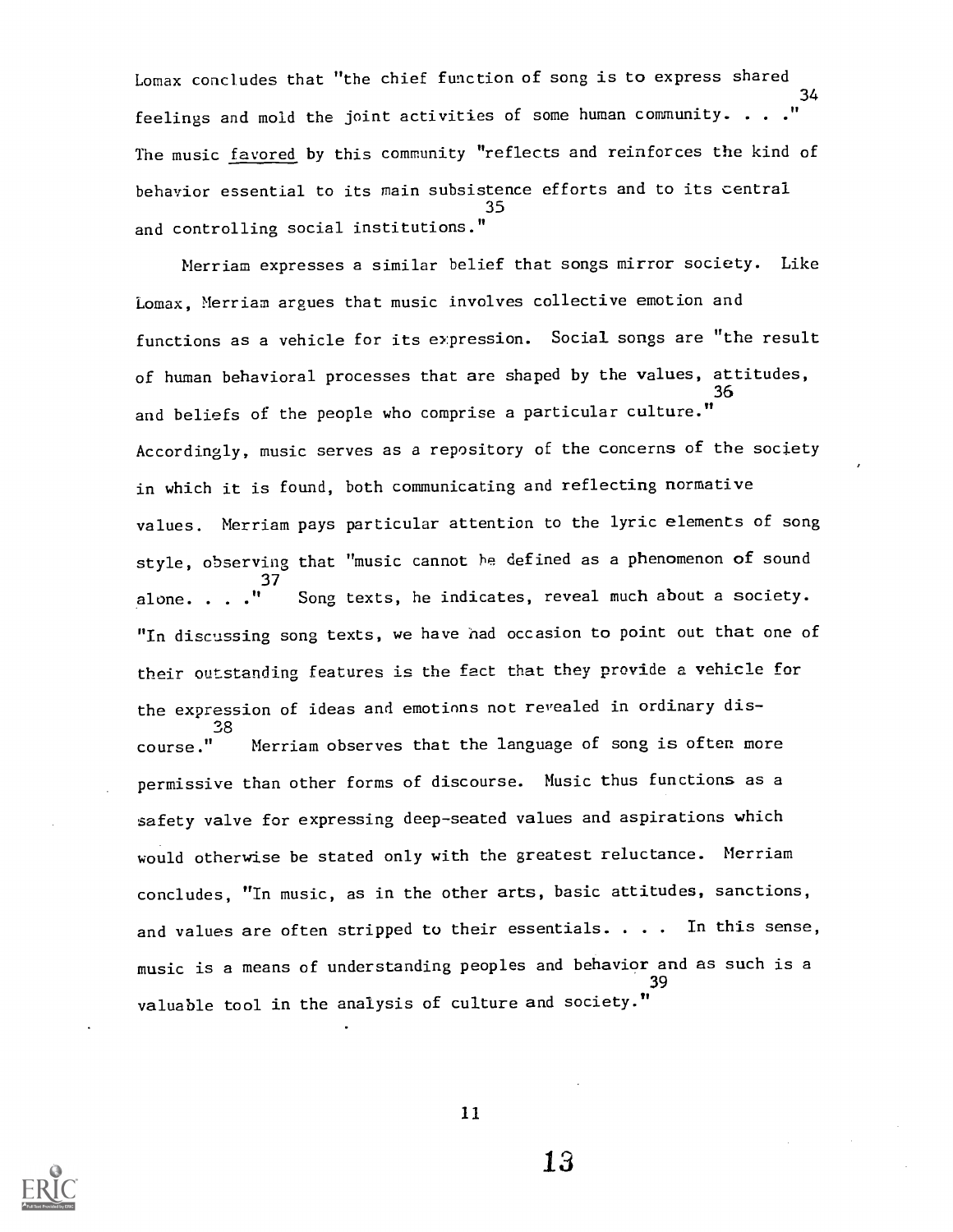Lomax concludes that "the chief function of song is to express shared feelings and mold the joint activities of some human community. . . ."[34] The music favored by this community "reflects and reinforces the kind of behavior essential to its main subsistence efforts and to its central and controlling social institutions."[35]

Merriam expresses a similar belief that songs mirror society. Like Lomax, Merriam argues that music involves collective emotion and functions as a vehicle for its expression. Social songs are "the result of human behavioral processes that are shaped by the values, attitudes, and beliefs of the people who comprise a particular culture."[36] Accordingly, music serves as a repository of the concerns of the society in which it is found, both communicating and reflecting normative values. Merriam pays particular attention to the lyric elements of song style, observing that "music cannot be defined as a phenomenon of sound alone. . . ."[37] Song texts, he indicates, reveal much about a society. "In discussing song texts, we have had occasion to point out that one of their outstanding features is the fact that they provide a vehicle for the expression of ideas and emotions not revealed in ordinary discourse."[38] Merriam observes that the language of song is often more permissive than other forms of discourse. Music thus functions as a safety valve for expressing deep-seated values and aspirations which would otherwise be stated only with the greatest reluctance. Merriam concludes, "In music, as in the other arts, basic attitudes, sanctions, and values are often stripped to their essentials. . . . In this sense, music is a means of understanding peoples and behavior and as such is a valuable tool in the analysis of culture and society."[39]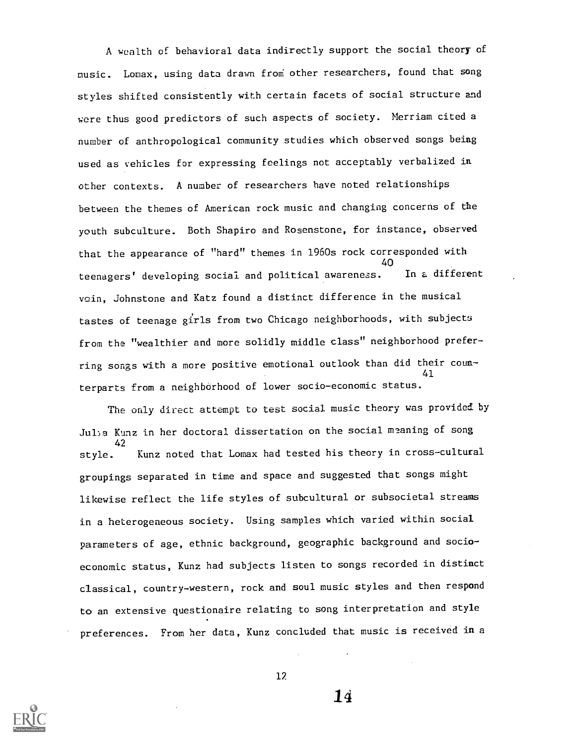A wealth of behavioral data indirectly support the social theory of music. Lomax, using data drawn from other researchers, found that song styles shifted consistently with certain facets of social structure and were thus good predictors of such aspects of society. Merriam cited a number of anthropological community studies which observed songs being used as vehicles for expressing feelings not acceptably verbalized in other contexts. A number of researchers have noted relationships between the themes of American rock music and changing concerns of the youth subculture. Both Shapiro and Rosenstone, for instance, observed that the appearance of "hard" themes in 1960s rock corresponded with teenagers' developing social and political awareness.[40] In a different vein, Johnstone and Katz found a distinct difference in the musical tastes of teenage girls from two Chicago neighborhoods, with subjects from the "wealthier and more solidly middle class" neighborhood preferring songs with a more positive emotional outlook than did their counterparts from a neighborhood of lower socio-economic status.[41]

The only direct attempt to test social music theory was provided by Julia Kunz in her doctoral dissertation on the social meaning of song style.[42] Kunz noted that Lomax had tested his theory in cross-cultural groupings separated in time and space and suggested that songs might likewise reflect the life styles of subcultural or subsocietal streams in a heterogeneous society. Using samples which varied within social parameters of age, ethnic background, geographic background and socio-economic status, Kunz had subjects listen to songs recorded in distinct classical, country-western, rock and soul music styles and then respond to an extensive questionaire relating to song interpretation and style preferences. From her data, Kunz concluded that music is received in a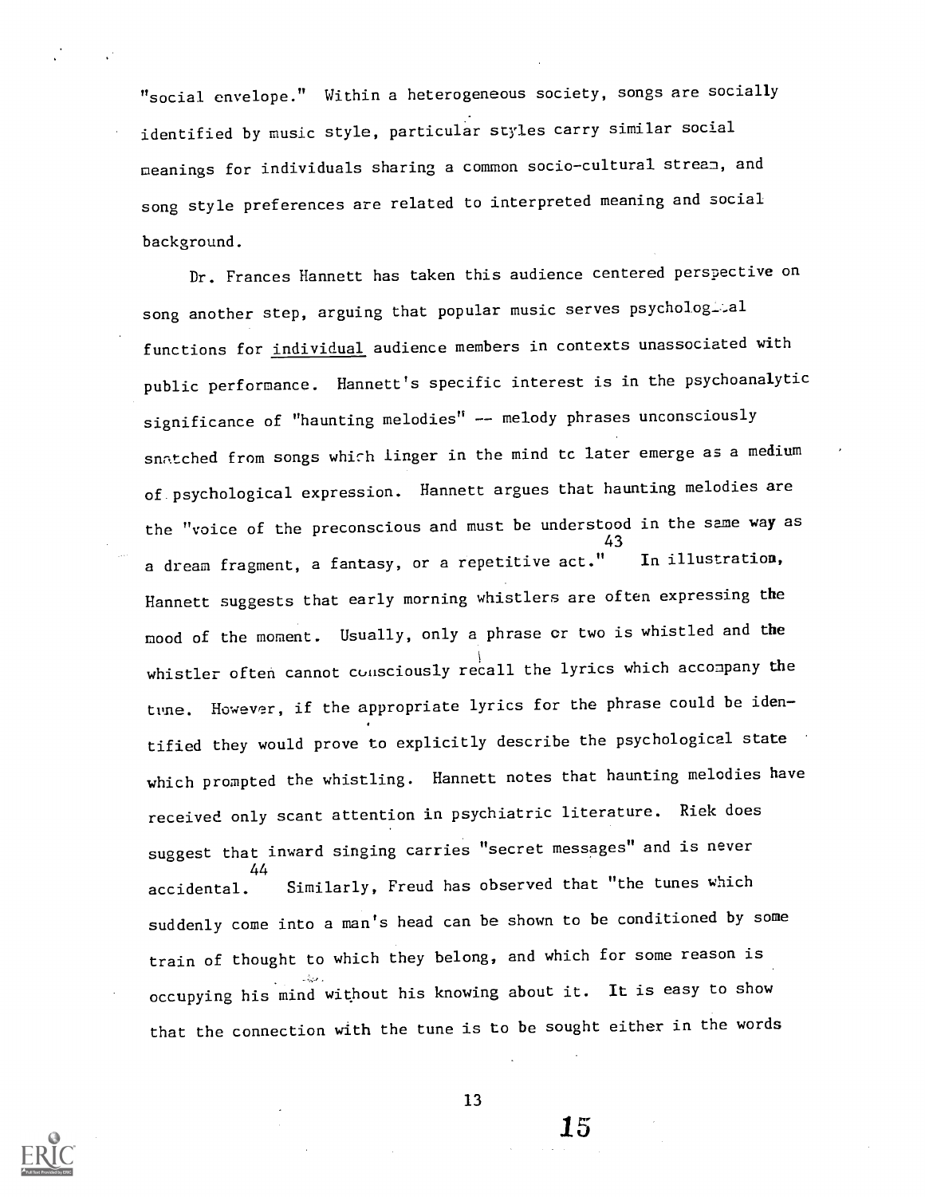"social envelope." Within a heterogeneous society, songs are socially identified by music style, particular styles carry similar social meanings for individuals sharing a common socio-cultural stream, and song style preferences are related to interpreted meaning and social background.

Dr. Frances Hannett has taken this audience centered perspective on song another step, arguing that popular music serves psychological functions for individual audience members in contexts unassociated with public performance. Hannett's specific interest is in the psychoanalytic significance of "haunting melodies" -- melody phrases unconsciously snatched from songs which linger in the mind to later emerge as a medium of psychological expression. Hannett argues that haunting melodies are the "voice of the preconscious and must be understood in the same way as a dream fragment, a fantasy, or a repetitive act."[43] In illustration, Hannett suggests that early morning whistlers are often expressing the mood of the moment. Usually, only a phrase or two is whistled and the whistler often cannot consciously recall the lyrics which accompany the tune. However, if the appropriate lyrics for the phrase could be identified they would prove to explicitly describe the psychological state which prompted the whistling. Hannett notes that haunting melodies have received only scant attention in psychiatric literature. Riek does suggest that inward singing carries "secret messages" and is never accidental.[44] Similarly, Freud has observed that "the tunes which suddenly come into a man's head can be shown to be conditioned by some train of thought to which they belong, and which for some reason is occupying his mind without his knowing about it. It is easy to show that the connection with the tune is to be sought either in the words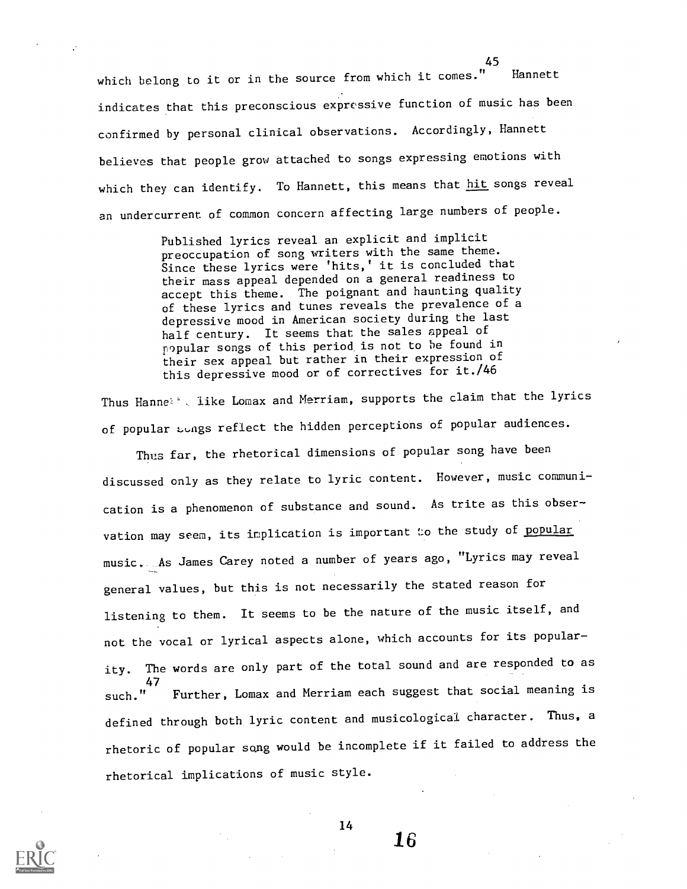which belong to it or in the source from which it comes."[45] Hannett indicates that this preconscious expressive function of music has been confirmed by personal clinical observations. Accordingly, Hannett believes that people grow attached to songs expressing emotions with which they can identify. To Hannett, this means that hit songs reveal an undercurrent of common concern affecting large numbers of people.

> Published lyrics reveal an explicit and implicit preoccupation of song writers with the same theme. Since these lyrics were 'hits,' it is concluded that their mass appeal depended on a general readiness to accept this theme. The poignant and haunting quality of these lyrics and tunes reveals the prevalence of a depressive mood in American society during the last half century. It seems that the sales appeal of popular songs of this period is not to be found in their sex appeal but rather in their expression of this depressive mood or of correctives for it./46

Thus Hannett, like Lomax and Merriam, supports the claim that the lyrics of popular songs reflect the hidden perceptions of popular audiences.

Thus far, the rhetorical dimensions of popular song have been discussed only as they relate to lyric content. However, music communication is a phenomenon of substance and sound. As trite as this observation may seem, its implication is important to the study of popular music. As James Carey noted a number of years ago, "Lyrics may reveal general values, but this is not necessarily the stated reason for listening to them. It seems to be the nature of the music itself, and not the vocal or lyrical aspects alone, which accounts for its popularity. The words are only part of the total sound and are responded to as such."[47] Further, Lomax and Merriam each suggest that social meaning is defined through both lyric content and musicological character. Thus, a rhetoric of popular song would be incomplete if it failed to address the rhetorical implications of music style.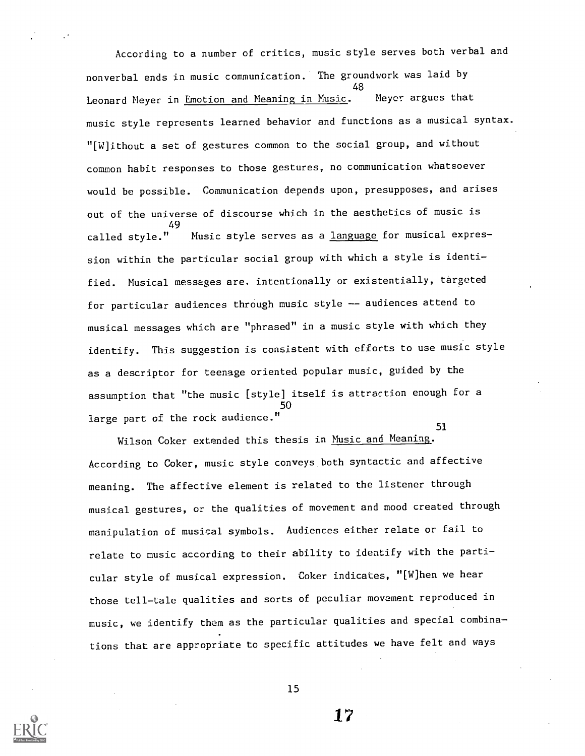According to a number of critics, music style serves both verbal and nonverbal ends in music communication. The groundwork was laid by Leonard Meyer in Emotion and Meaning in Music.[48] Meyer argues that music style represents learned behavior and functions as a musical syntax. "[W]ithout a set of gestures common to the social group, and without common habit responses to those gestures, no communication whatsoever would be possible. Communication depends upon, presupposes, and arises out of the universe of discourse which in the aesthetics of music is called style."[49] Music style serves as a language for musical expression within the particular social group with which a style is identified. Musical messages are. intentionally or existentially, targeted for particular audiences through music style -- audiences attend to musical messages which are "phrased" in a music style with which they identify. This suggestion is consistent with efforts to use music style as a descriptor for teenage oriented popular music, guided by the assumption that "the music [style] itself is attraction enough for a large part of the rock audience."[50]

Wilson Coker extended this thesis in Music and Meaning.[51] According to Coker, music style conveys both syntactic and affective meaning. The affective element is related to the listener through musical gestures, or the qualities of movement and mood created through manipulation of musical symbols. Audiences either relate or fail to relate to music according to their ability to identify with the particular style of musical expression. Coker indicates, "[W]hen we hear those tell-tale qualities and sorts of peculiar movement reproduced in music, we identify them as the particular qualities and special combinations that are appropriate to specific attitudes we have felt and ways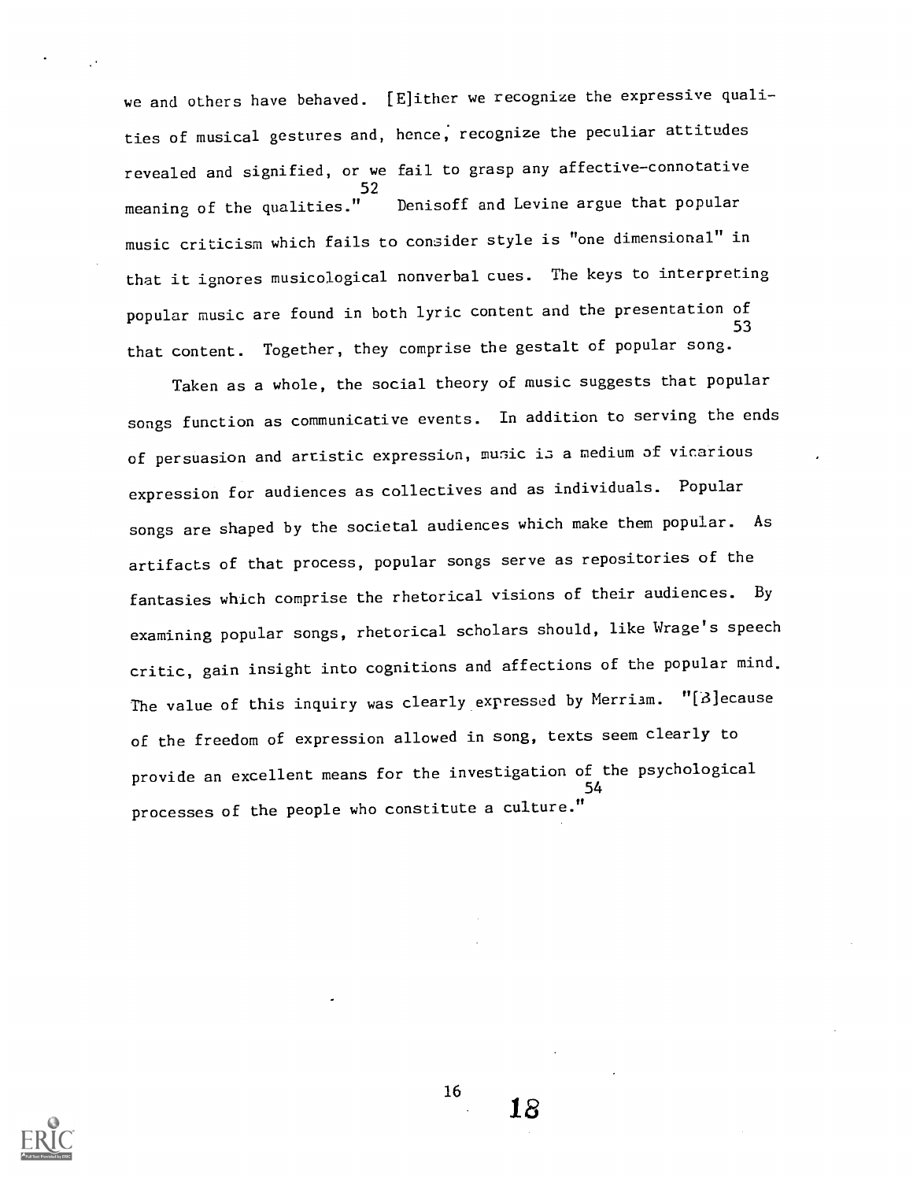we and others have behaved. [E]ither we recognize the expressive qualities of musical gestures and, hence, recognize the peculiar attitudes revealed and signified, or we fail to grasp any affective-connotative meaning of the qualities."[52] Denisoff and Levine argue that popular music criticism which fails to consider style is "one dimensional" in that it ignores musicological nonverbal cues. The keys to interpreting popular music are found in both lyric content and the presentation of that content. Together, they comprise the gestalt of popular song.[53]

Taken as a whole, the social theory of music suggests that popular songs function as communicative events. In addition to serving the ends of persuasion and artistic expression, music is a medium of vicarious expression for audiences as collectives and as individuals. Popular songs are shaped by the societal audiences which make them popular. As artifacts of that process, popular songs serve as repositories of the fantasies which comprise the rhetorical visions of their audiences. By examining popular songs, rhetorical scholars should, like Wrage's speech critic, gain insight into cognitions and affections of the popular mind. The value of this inquiry was clearly expressed by Merriam. "[B]ecause of the freedom of expression allowed in song, texts seem clearly to provide an excellent means for the investigation of the psychological processes of the people who constitute a culture."[54]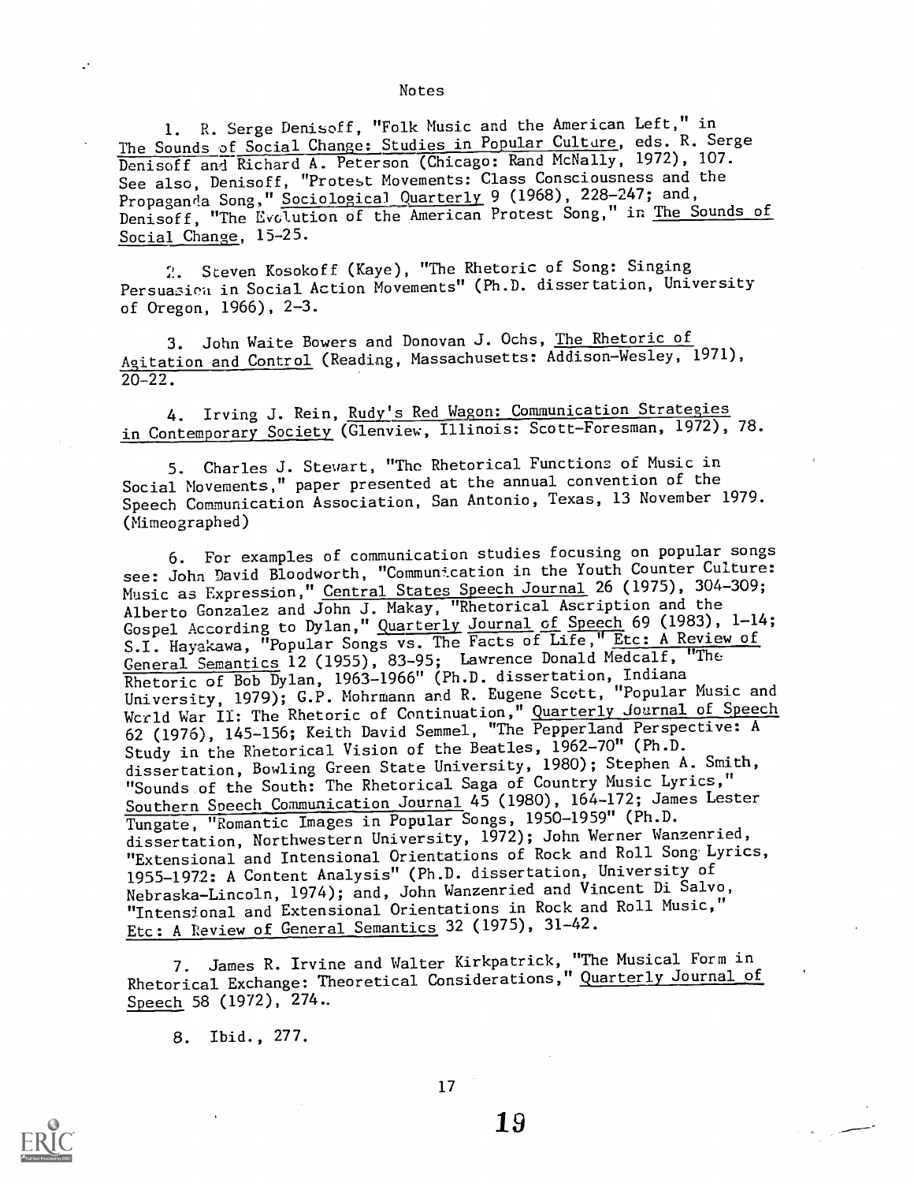## Notes

1. R. Serge Denisoff, "Folk Music and the American Left," in The Sounds of Social Change: Studies in Popular Culture, eds. R. Serge Denisoff and Richard A. Peterson (Chicago: Rand McNally, 1972), 107. See also, Denisoff, "Protest Movements: Class Consciousness and the Propaganda Song," Sociological Quarterly 9 (1968), 228-247; and, Denisoff, "The Evolution of the American Protest Song," in The Sounds of Social Change, 15-25.

2. Steven Kosokoff (Kaye), "The Rhetoric of Song: Singing Persuasion in Social Action Movements" (Ph.D. dissertation, University of Oregon, 1966), 2-3.

3. John Waite Bowers and Donovan J. Ochs, The Rhetoric of Agitation and Control (Reading, Massachusetts: Addison-Wesley, 1971), 20-22.

4. Irving J. Rein, Rudy's Red Wagon: Communication Strategies in Contemporary Society (Glenview, Illinois: Scott-Foresman, 1972), 78.

5. Charles J. Stewart, "The Rhetorical Functions of Music in Social Movements," paper presented at the annual convention of the Speech Communication Association, San Antonio, Texas, 13 November 1979. (Mimeographed)

6. For examples of communication studies focusing on popular songs see: John David Bloodworth, "Communication in the Youth Counter Culture: Music as Expression," Central States Speech Journal 26 (1975), 304-309; Alberto Gonzalez and John J. Makay, "Rhetorical Ascription and the Gospel According to Dylan," Quarterly Journal of Speech 69 (1983), 1-14; S.I. Hayakawa, "Popular Songs vs. The Facts of Life," Etc: A Review of General Semantics 12 (1955), 83-95; Lawrence Donald Medcalf, "The Rhetoric of Bob Dylan, 1963-1966" (Ph.D. dissertation, Indiana University, 1979); G.P. Mohrmann and R. Eugene Scott, "Popular Music and World War II: The Rhetoric of Continuation," Quarterly Journal of Speech 62 (1976), 145-156; Keith David Semmel, "The Pepperland Perspective: A Study in the Rhetorical Vision of the Beatles, 1962-70" (Ph.D. dissertation, Bowling Green State University, 1980); Stephen A. Smith, "Sounds of the South: The Rhetorical Saga of Country Music Lyrics," Southern Speech Communication Journal 45 (1980), 164-172; James Lester Tungate, "Romantic Images in Popular Songs, 1950-1959" (Ph.D. dissertation, Northwestern University, 1972); John Werner Wanzenried, "Extensional and Intensional Orientations of Rock and Roll Song Lyrics, 1955-1972: A Content Analysis" (Ph.D. dissertation, University of Nebraska-Lincoln, 1974); and, John Wanzenried and Vincent Di Salvo, "Intensional and Extensional Orientations in Rock and Roll Music," Etc: A Review of General Semantics 32 (1975), 31-42.

7. James R. Irvine and Walter Kirkpatrick, "The Musical Form in Rhetorical Exchange: Theoretical Considerations," Quarterly Journal of Speech 58 (1972), 274.

8. Ibid., 277.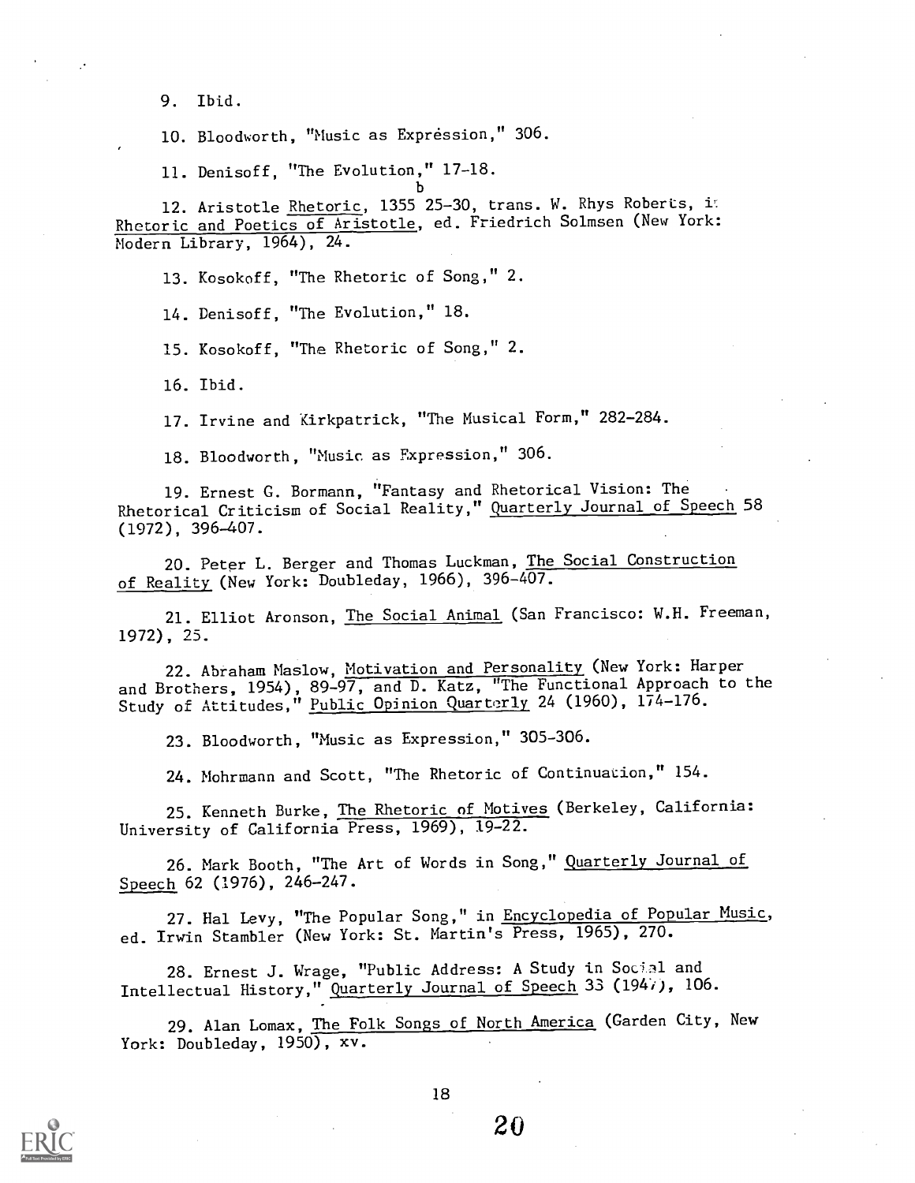9. Ibid.

10. Bloodworth, "Music as Expréssion," 306.

11. Denisoff, "The Evolution," 17-18.

12. Aristotle Rhetoric, 1355 b 25-30, trans. W. Rhys Roberts, in Rhetoric and Poetics of Aristotle, ed. Friedrich Solmsen (New York: Modern Library, 1964), 24.

13. Kosokoff, "The Rhetoric of Song," 2.

14. Denisoff, "The Evolution," 18.

15. Kosokoff, "The Rhetoric of Song," 2.

16. Ibid.

17. Irvine and Kirkpatrick, "The Musical Form," 282-284.

18. Bloodworth, "Music as Expression," 306.

19. Ernest G. Bormann, "Fantasy and Rhetorical Vision: The Rhetorical Criticism of Social Reality," Quarterly Journal of Speech 58 (1972), 396-407.

20. Peter L. Berger and Thomas Luckman, The Social Construction of Reality (New York: Doubleday, 1966), 396-407.

21. Elliot Aronson, The Social Animal (San Francisco: W.H. Freeman, 1972), 25.

22. Abraham Maslow, Motivation and Personality (New York: Harper and Brothers, 1954), 89-97, and D. Katz, "The Functional Approach to the Study of Attitudes," Public Opinion Quarterly 24 (1960), 174-176.

23. Bloodworth, "Music as Expression," 305-306.

24. Mohrmann and Scott, "The Rhetoric of Continuation," 154.

25. Kenneth Burke, The Rhetoric of Motives (Berkeley, California: University of California Press, 1969), 19-22.

26. Mark Booth, "The Art of Words in Song," Quarterly Journal of Speech 62 (1976), 246-247.

27. Hal Levy, "The Popular Song," in Encyclopedia of Popular Music, ed. Irwin Stambler (New York: St. Martin's Press, 1965), 270.

28. Ernest J. Wrage, "Public Address: A Study in Social and Intellectual History," Quarterly Journal of Speech 33 (1947), 106.

29. Alan Lomax, The Folk Songs of North America (Garden City, New York: Doubleday, 1950), xv.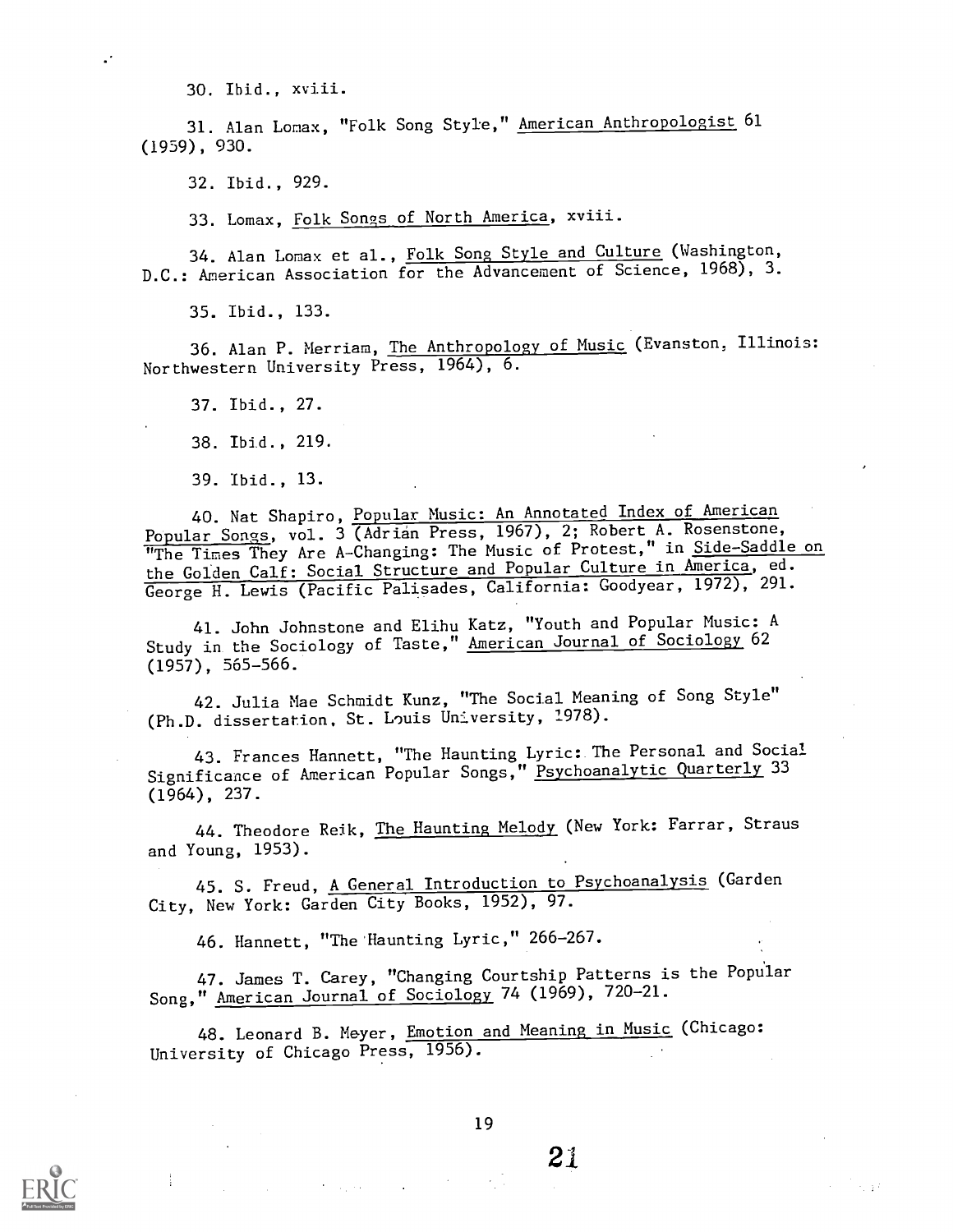30. Ibid., xviii.

31. Alan Lomax, "Folk Song Style," American Anthropologist 61 (1959), 930.

32. Ibid., 929.

33. Lomax, Folk Songs of North America, xviii.

34. Alan Lomax et al., Folk Song Style and Culture (Washington, D.C.: American Association for the Advancement of Science, 1968), 3.

35. Ibid., 133.

36. Alan P. Merriam, The Anthropology of Music (Evanston, Illinois: Northwestern University Press, 1964), 6.

37. Ibid., 27.

38. Ibid., 219.

39. Ibid., 13.

40. Nat Shapiro, Popular Music: An Annotated Index of American Popular Songs, vol. 3 (Adrian Press, 1967), 2; Robert A. Rosenstone, "The Times They Are A-Changing: The Music of Protest," in Side-Saddle on the Golden Calf: Social Structure and Popular Culture in America, ed. George H. Lewis (Pacific Palisades, California: Goodyear, 1972), 291.

41. John Johnstone and Elihu Katz, "Youth and Popular Music: A Study in the Sociology of Taste," American Journal of Sociology 62 (1957), 565-566.

42. Julia Mae Schmidt Kunz, "The Social Meaning of Song Style" (Ph.D. dissertation, St. Louis University, 1978).

43. Frances Hannett, "The Haunting Lyric: The Personal and Social Significance of American Popular Songs," Psychoanalytic Quarterly 33 (1964), 237.

44. Theodore Reik, The Haunting Melody (New York: Farrar, Straus and Young, 1953).

45. S. Freud, A General Introduction to Psychoanalysis (Garden City, New York: Garden City Books, 1952), 97.

46. Hannett, "The Haunting Lyric," 266-267.

47. James T. Carey, "Changing Courtship Patterns is the Popular Song," American Journal of Sociology 74 (1969), 720-21.

48. Leonard B. Meyer, Emotion and Meaning in Music (Chicago: University of Chicago Press, 1956).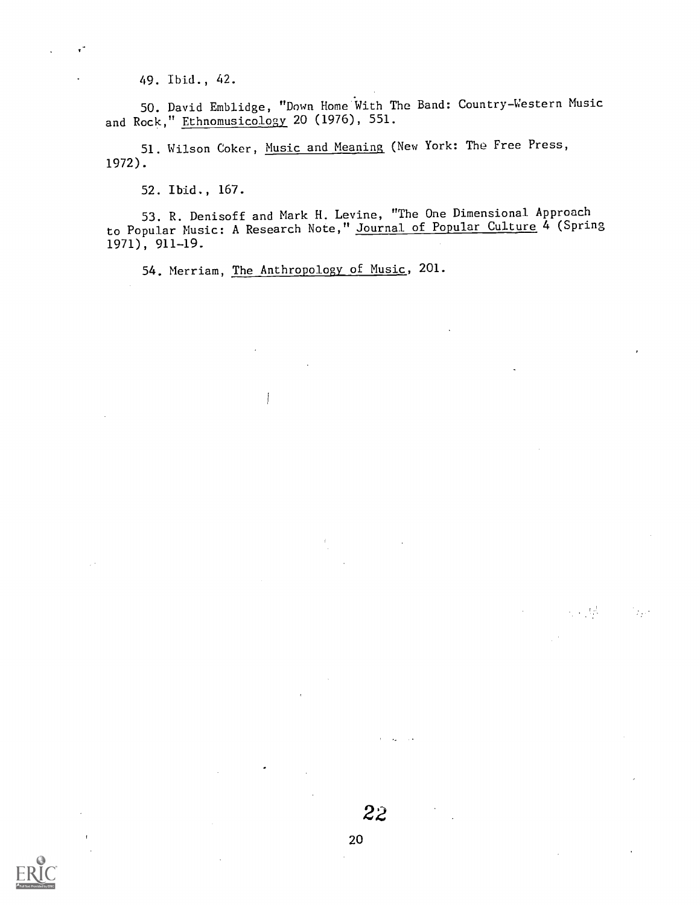49. Ibid., 42.

50. David Emblidge, "Down Home With The Band: Country-Western Music and Rock," Ethnomusicology 20 (1976), 551.

51. Wilson Coker, Music and Meaning (New York: The Free Press, 1972).

52. Ibid., 167.

53. R. Denisoff and Mark H. Levine, "The One Dimensional Approach to Popular Music: A Research Note," Journal of Popular Culture 4 (Spring 1971), 911-19.

54. Merriam, The Anthropology of Music, 201.